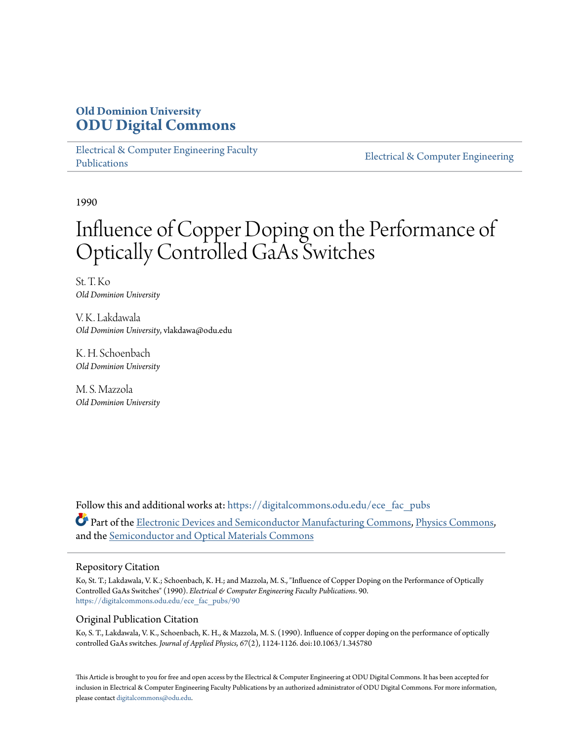# Old Dominion University
# ODU Digital Commons

Electrical & Computer Engineering Faculty Publications

Electrical & Computer Engineering

1990

# Influence of Copper Doping on the Performance of Optically Controlled GaAs Switches

St. T. Ko
*Old Dominion University*

V. K. Lakdawala
*Old Dominion University*, vlakdawa@odu.edu

K. H. Schoenbach
*Old Dominion University*

M. S. Mazzola
*Old Dominion University*

Follow this and additional works at: https://digitalcommons.odu.edu/ece_fac_pubs

Part of the Electronic Devices and Semiconductor Manufacturing Commons, Physics Commons, and the Semiconductor and Optical Materials Commons

## Repository Citation

Ko, St. T.; Lakdawala, V. K.; Schoenbach, K. H.; and Mazzola, M. S., "Influence of Copper Doping on the Performance of Optically Controlled GaAs Switches" (1990). *Electrical & Computer Engineering Faculty Publications*. 90.
https://digitalcommons.odu.edu/ece_fac_pubs/90

## Original Publication Citation

Ko, S. T., Lakdawala, V. K., Schoenbach, K. H., & Mazzola, M. S. (1990). Influence of copper doping on the performance of optically controlled GaAs switches. *Journal of Applied Physics, 67*(2), 1124-1126. doi:10.1063/1.345780

This Article is brought to you for free and open access by the Electrical & Computer Engineering at ODU Digital Commons. It has been accepted for inclusion in Electrical & Computer Engineering Faculty Publications by an authorized administrator of ODU Digital Commons. For more information, please contact digitalcommons@odu.edu.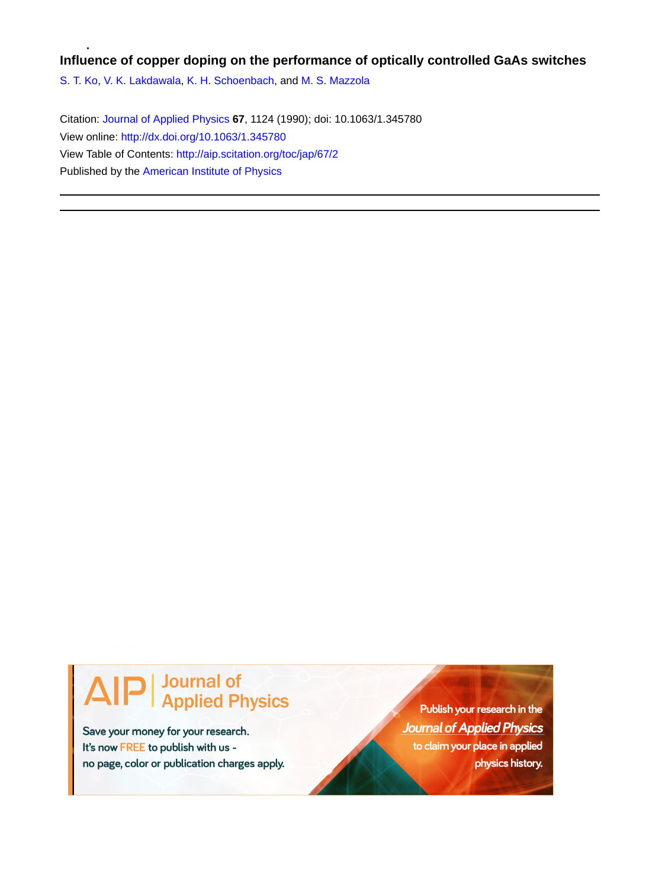**Influence of copper doping on the performance of optically controlled GaAs switches**

S. T. Ko, V. K. Lakdawala, K. H. Schoenbach, and M. S. Mazzola

Citation: Journal of Applied Physics **67**, 1124 (1990); doi: 10.1063/1.345780

View online: http://dx.doi.org/10.1063/1.345780

View Table of Contents: http://aip.scitation.org/toc/jap/67/2

Published by the American Institute of Physics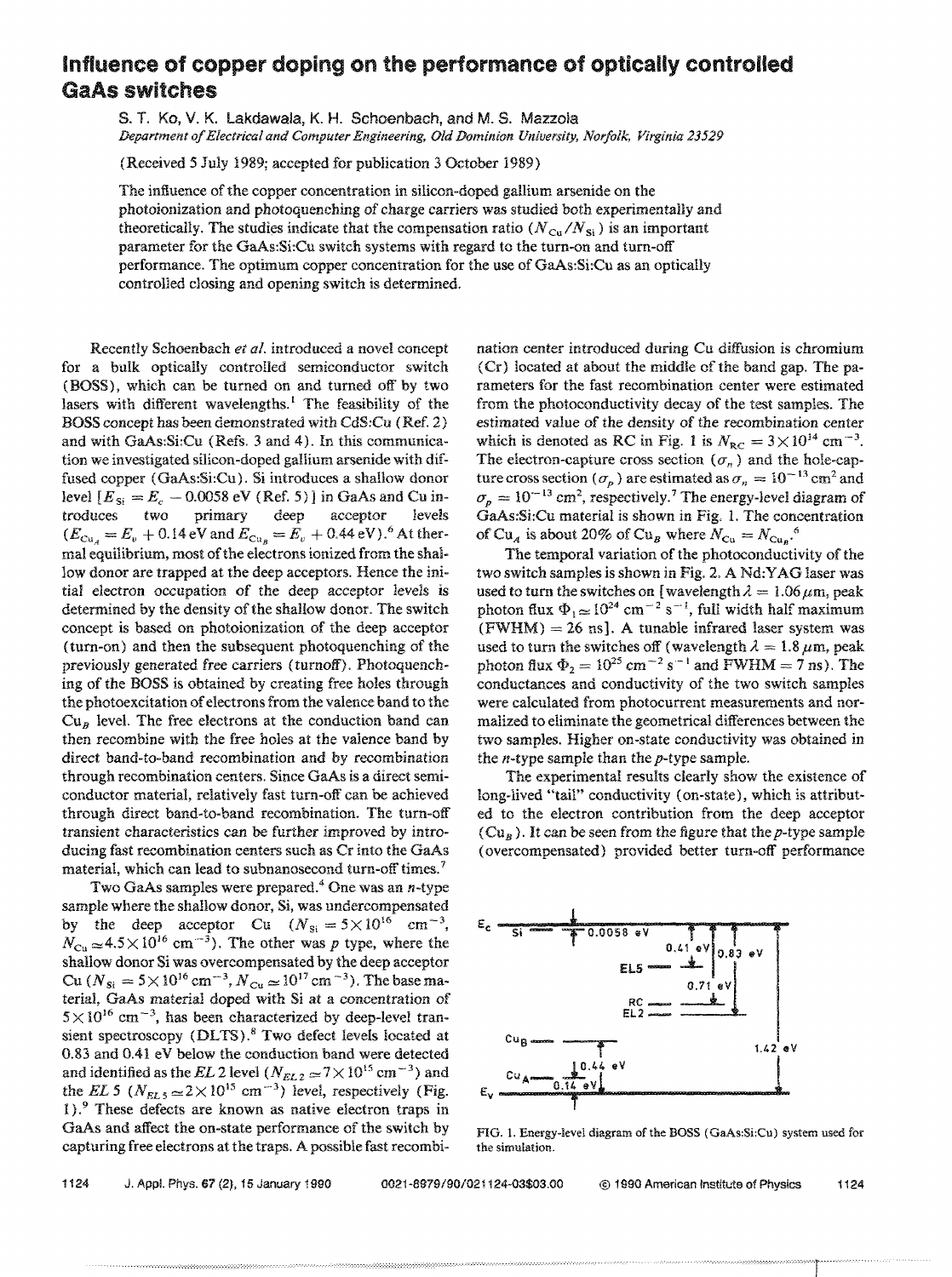# Influence of copper doping on the performance of optically controlled GaAs switches

S. T. Ko, V. K. Lakdawala, K. H. Schoenbach, and M. S. Mazzola

*Department of Electrical and Computer Engineering, Old Dominion University, Norfolk, Virginia 23529*

(Received 5 July 1989; accepted for publication 3 October 1989)

The influence of the copper concentration in silicon-doped gallium arsenide on the photoionization and photoquenching of charge carriers was studied both experimentally and theoretically. The studies indicate that the compensation ratio ($N_{Cu}/N_{Si}$) is an important parameter for the GaAs:Si:Cu switch systems with regard to the turn-on and turn-off performance. The optimum copper concentration for the use of GaAs:Si:Cu as an optically controlled closing and opening switch is determined.

Recently Schoenbach *et al.* introduced a novel concept for a bulk optically controlled semiconductor switch (BOSS), which can be turned on and turned off by two lasers with different wavelengths.[1] The feasibility of the BOSS concept has been demonstrated with CdS:Cu (Ref. 2) and with GaAs:Si:Cu (Refs. 3 and 4). In this communication we investigated silicon-doped gallium arsenide with diffused copper (GaAs:Si:Cu). Si introduces a shallow donor level [$E_{Si} = E_c - 0.0058$ eV (Ref. 5)] in GaAs and Cu introduces two primary deep acceptor levels ($E_{Cu_A} = E_v + 0.14$ eV and $E_{Cu_B} = E_v + 0.44$ eV).[6] At thermal equilibrium, most of the electrons ionized from the shallow donor are trapped at the deep acceptors. Hence the initial electron occupation of the deep acceptor levels is determined by the density of the shallow donor. The switch concept is based on photoionization of the deep acceptor (turn-on) and then the subsequent photoquenching of the previously generated free carriers (turnoff). Photoquenching of the BOSS is obtained by creating free holes through the photoexcitation of electrons from the valence band to the $Cu_B$ level. The free electrons at the conduction band can then recombine with the free holes at the valence band by direct band-to-band recombination and by recombination through recombination centers. Since GaAs is a direct semiconductor material, relatively fast turn-off can be achieved through direct band-to-band recombination. The turn-off transient characteristics can be further improved by introducing fast recombination centers such as Cr into the GaAs material, which can lead to subnanosecond turn-off times.[7]

Two GaAs samples were prepared.[4] One was an *n*-type sample where the shallow donor, Si, was undercompensated by the deep acceptor Cu ($N_{Si} = 5\times10^{16}$ cm$^{-3}$, $N_{Cu} \simeq 4.5\times10^{16}$ cm$^{-3}$). The other was *p* type, where the shallow donor Si was overcompensated by the deep acceptor Cu ($N_{Si} = 5\times10^{16}$ cm$^{-3}$, $N_{Cu} \simeq 10^{17}$ cm$^{-3}$). The base material, GaAs material doped with Si at a concentration of $5\times10^{16}$ cm$^{-3}$, has been characterized by deep-level transient spectroscopy (DLTS).[8] Two defect levels located at 0.83 and 0.41 eV below the conduction band were detected and identified as the *EL* 2 level ($N_{EL2} \simeq 7\times10^{15}$ cm$^{-3}$) and the *EL* 5 ($N_{EL5} \simeq 2\times10^{15}$ cm$^{-3}$) level, respectively (Fig. 1).[9] These defects are known as native electron traps in GaAs and affect the on-state performance of the switch by capturing free electrons at the traps. A possible fast recombination center introduced during Cu diffusion is chromium (Cr) located at about the middle of the band gap. The parameters for the fast recombination center were estimated from the photoconductivity decay of the test samples. The estimated value of the density of the recombination center which is denoted as RC in Fig. 1 is $N_{RC} = 3\times10^{14}$ cm$^{-3}$. The electron-capture cross section ($\sigma_n$) and the hole-capture cross section ($\sigma_p$) are estimated as $\sigma_n = 10^{-13}$ cm$^2$ and $\sigma_p = 10^{-13}$ cm$^2$, respectively.[7] The energy-level diagram of GaAs:Si:Cu material is shown in Fig. 1. The concentration of $Cu_A$ is about 20% of $Cu_B$ where $N_{Cu} = N_{Cu_B}$.[6]

The temporal variation of the photoconductivity of the two switch samples is shown in Fig. 2. A Nd:YAG laser was used to turn the switches on [wavelength $\lambda = 1.06\,\mu$m, peak photon flux $\Phi_1 \simeq 10^{24}$ cm$^{-2}$ s$^{-1}$, full width half maximum (FWHM) = 26 ns]. A tunable infrared laser system was used to turn the switches off (wavelength $\lambda = 1.8\,\mu$m, peak photon flux $\Phi_2 = 10^{25}$ cm$^{-2}$ s$^{-1}$ and FWHM = 7 ns). The conductances and conductivity of the two switch samples were calculated from photocurrent measurements and normalized to eliminate the geometrical differences between the two samples. Higher on-state conductivity was obtained in the *n*-type sample than the *p*-type sample.

The experimental results clearly show the existence of long-lived "tail" conductivity (on-state), which is attributed to the electron contribution from the deep acceptor ($Cu_B$). It can be seen from the figure that the *p*-type sample (overcompensated) provided better turn-off performance

FIG. 1. Energy-level diagram of the BOSS (GaAs:Si:Cu) system used for the simulation.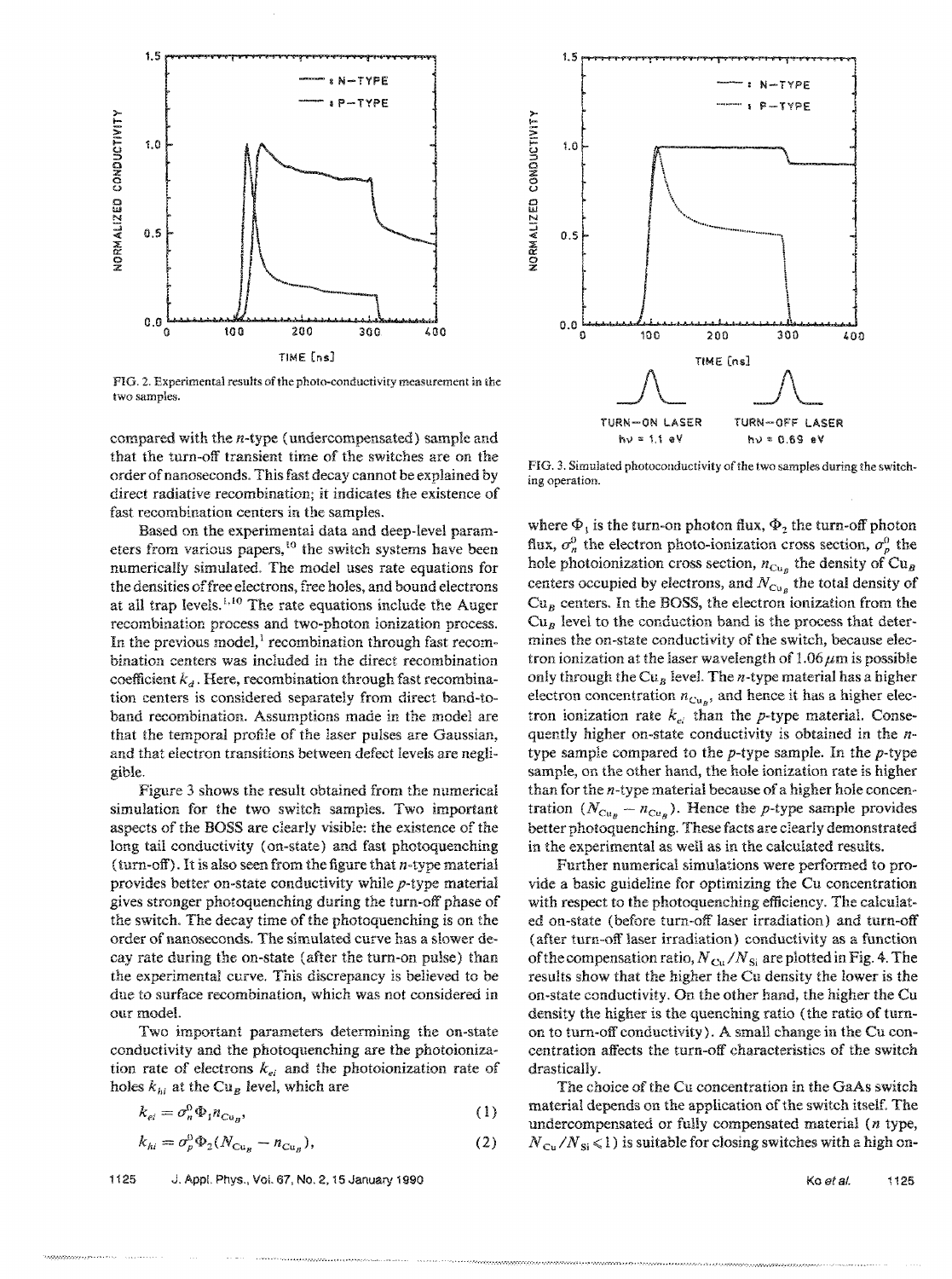FIG. 2. Experimental results of the photo-conductivity measurement in the two samples.

compared with the $n$-type (undercompensated) sample and that the turn-off transient time of the switches are on the order of nanoseconds. This fast decay cannot be explained by direct radiative recombination; it indicates the existence of fast recombination centers in the samples.

Based on the experimental data and deep-level parameters from various papers,[10] the switch systems have been numerically simulated. The model uses rate equations for the densities of free electrons, free holes, and bound electrons at all trap levels.[1,10] The rate equations include the Auger recombination process and two-photon ionization process. In the previous model,[1] recombination through fast recombination centers was included in the direct recombination coefficient $k_d$. Here, recombination through fast recombination centers is considered separately from direct band-to-band recombination. Assumptions made in the model are that the temporal profile of the laser pulses are Gaussian, and that electron transitions between defect levels are negligible.

Figure 3 shows the result obtained from the numerical simulation for the two switch samples. Two important aspects of the BOSS are clearly visible: the existence of the long tail conductivity (on-state) and fast photoquenching (turn-off). It is also seen from the figure that $n$-type material provides better on-state conductivity while $p$-type material gives stronger photoquenching during the turn-off phase of the switch. The decay time of the photoquenching is on the order of nanoseconds. The simulated curve has a slower decay rate during the on-state (after the turn-on pulse) than the experimental curve. This discrepancy is believed to be due to surface recombination, which was not considered in our model.

Two important parameters determining the on-state conductivity and the photoquenching are the photoionization rate of electrons $k_{ei}$ and the photoionization rate of holes $k_{hi}$ at the $Cu_B$ level, which are

$$k_{ei} = \sigma_n^0 \Phi_1 n_{Cu_B}, \tag{1}$$

$$k_{hi} = \sigma_p^0 \Phi_2 (N_{Cu_B} - n_{Cu_B}), \tag{2}$$

FIG. 3. Simulated photoconductivity of the two samples during the switching operation.

where $\Phi_1$ is the turn-on photon flux, $\Phi_2$ the turn-off photon flux, $\sigma_n^0$ the electron photo-ionization cross section, $\sigma_p^0$ the hole photoionization cross section, $n_{Cu_B}$ the density of $Cu_B$ centers occupied by electrons, and $N_{Cu_B}$ the total density of $Cu_B$ centers. In the BOSS, the electron ionization from the $Cu_B$ level to the conduction band is the process that determines the on-state conductivity of the switch, because electron ionization at the laser wavelength of 1.06 $\mu$m is possible only through the $Cu_B$ level. The $n$-type material has a higher electron concentration $n_{Cu_B}$, and hence it has a higher electron ionization rate $k_{ei}$ than the $p$-type material. Consequently higher on-state conductivity is obtained in the $n$-type sample compared to the $p$-type sample. In the $p$-type sample, on the other hand, the hole ionization rate is higher than for the $n$-type material because of a higher hole concentration $(N_{Cu_B} - n_{Cu_B})$. Hence the $p$-type sample provides better photoquenching. These facts are clearly demonstrated in the experimental as well as in the calculated results.

Further numerical simulations were performed to provide a basic guideline for optimizing the Cu concentration with respect to the photoquenching efficiency. The calculated on-state (before turn-off laser irradiation) and turn-off (after turn-off laser irradiation) conductivity as a function of the compensation ratio, $N_{Cu}/N_{Si}$ are plotted in Fig. 4. The results show that the higher the Cu density the lower is the on-state conductivity. On the other hand, the higher the Cu density the higher is the quenching ratio (the ratio of turn-on to turn-off conductivity). A small change in the Cu concentration affects the turn-off characteristics of the switch drastically.

The choice of the Cu concentration in the GaAs switch material depends on the application of the switch itself. The undercompensated or fully compensated material ($n$ type, $N_{Cu}/N_{Si} \leqslant 1$) is suitable for closing switches with a high on-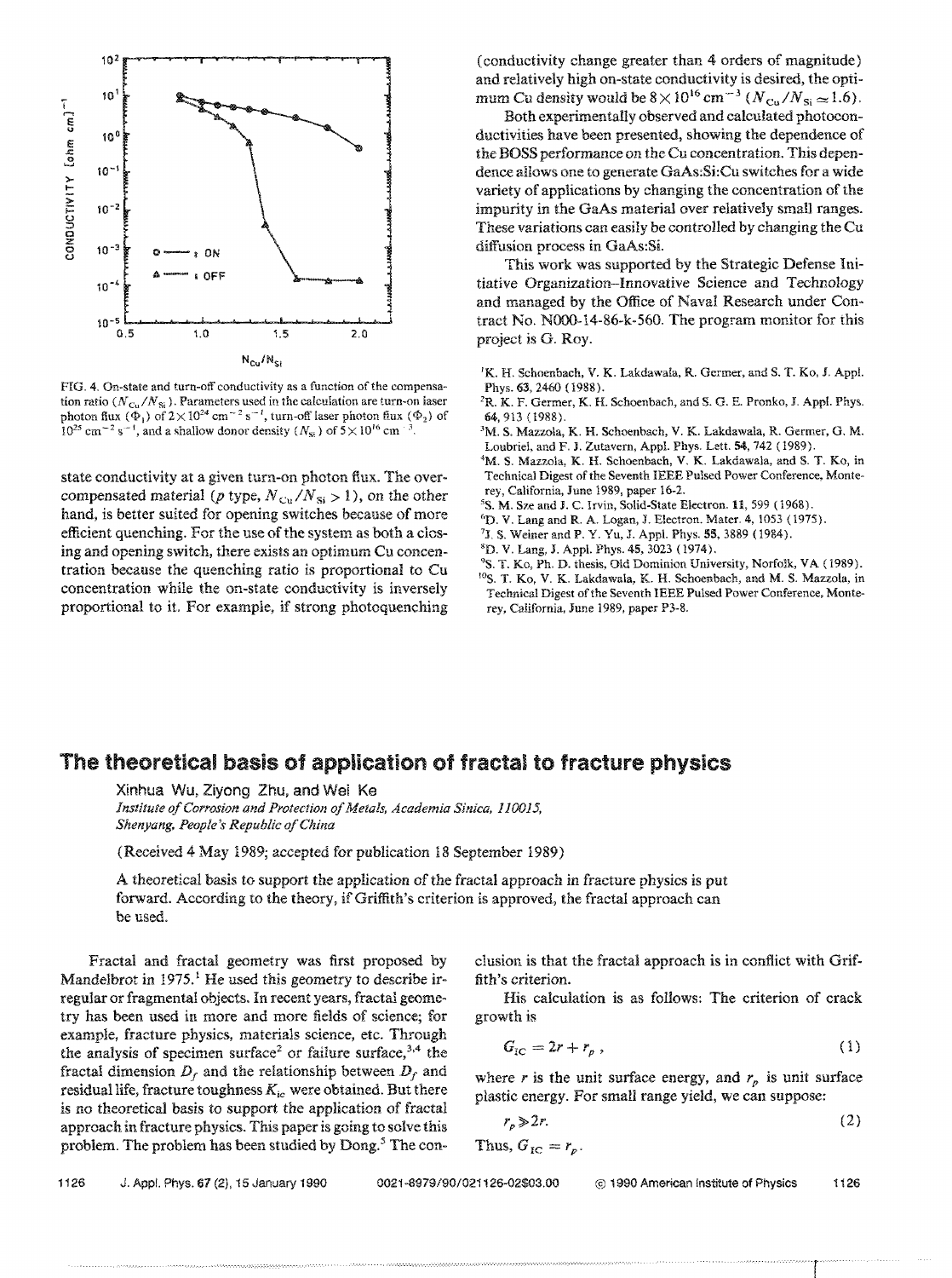10[2]

10[1]

10[0]

10[-1]

10[-2]

10[-3]

10[-4]

10[-5]

CONDUCTIVITY [ohm cm]$^{-1}$

0.5 1.0 1.5 2.0

$N_{Cu}/N_{Si}$

○ —— ; ON

△ —— ; OFF

FIG. 4. On-state and turn-off conductivity as a function of the compensation ratio ($N_{Cu}/N_{Si}$). Parameters used in the calculation are turn-on laser photon flux ($\Phi_1$) of $2\times10^{24}$ cm$^{-2}$ s$^{-1}$, turn-off laser photon flux ($\Phi_2$) of $10^{25}$ cm$^{-2}$ s$^{-1}$, and a shallow donor density ($N_{Si}$) of $5\times10^{16}$ cm$^{-3}$.

state conductivity at a given turn-on photon flux. The overcompensated material ($p$ type, $N_{Cu}/N_{Si} > 1$), on the other hand, is better suited for opening switches because of more efficient quenching. For the use of the system as both a closing and opening switch, there exists an optimum Cu concentration because the quenching ratio is proportional to Cu concentration while the on-state conductivity is inversely proportional to it. For example, if strong photoquenching (conductivity change greater than 4 orders of magnitude) and relatively high on-state conductivity is desired, the optimum Cu density would be $8\times10^{16}$ cm$^{-3}$ ($N_{Cu}/N_{Si} \simeq 1.6$).

Both experimentally observed and calculated photoconductivities have been presented, showing the dependence of the BOSS performance on the Cu concentration. This dependence allows one to generate GaAs:Si:Cu switches for a wide variety of applications by changing the concentration of the impurity in the GaAs material over relatively small ranges. These variations can easily be controlled by changing the Cu diffusion process in GaAs:Si.

This work was supported by the Strategic Defense Initiative Organization–Innovative Science and Technology and managed by the Office of Naval Research under Contract No. N000-14-86-k-560. The program monitor for this project is G. Roy.

[1]K. H. Schoenbach, V. K. Lakdawala, R. Germer, and S. T. Ko, J. Appl. Phys. 63, 2460 (1988).
[2]R. K. F. Germer, K. H. Schoenbach, and S. G. E. Pronko, J. Appl. Phys. 64, 913 (1988).
[3]M. S. Mazzola, K. H. Schoenbach, V. K. Lakdawala, R. Germer, G. M. Loubriel, and F. J. Zutavern, Appl. Phys. Lett. 54, 742 (1989).
[4]M. S. Mazzola, K. H. Schoenbach, V. K. Lakdawala, and S. T. Ko, in Technical Digest of the Seventh IEEE Pulsed Power Conference, Monterey, California, June 1989, paper 16-2.
[5]S. M. Sze and J. C. Irvin, Solid-State Electron. 11, 599 (1968).
[6]D. V. Lang and R. A. Logan, J. Electron. Mater. 4, 1053 (1975).
[7]J. S. Weiner and P. Y. Yu, J. Appl. Phys. 55, 3889 (1984).
[8]D. V. Lang, J. Appl. Phys. 45, 3023 (1974).
[9]S. T. Ko, Ph. D. thesis, Old Dominion University, Norfolk, VA (1989).
[10]S. T. Ko, V. K. Lakdawala, K. H. Schoenbach, and M. S. Mazzola, in Technical Digest of the Seventh IEEE Pulsed Power Conference, Monterey, California, June 1989, paper P3-8.

# The theoretical basis of application of fractal to fracture physics

Xinhua Wu, Ziyong Zhu, and Wei Ke

*Institute of Corrosion and Protection of Metals, Academia Sinica, 110015, Shenyang, People's Republic of China*

(Received 4 May 1989; accepted for publication 18 September 1989)

A theoretical basis to support the application of the fractal approach in fracture physics is put forward. According to the theory, if Griffith's criterion is approved, the fractal approach can be used.

Fractal and fractal geometry was first proposed by Mandelbrot in 1975.[1] He used this geometry to describe irregular or fragmental objects. In recent years, fractal geometry has been used in more and more fields of science; for example, fracture physics, materials science, etc. Through the analysis of specimen surface[2] or failure surface,[3,4] the fractal dimension $D_f$ and the relationship between $D_f$ and residual life, fracture toughness $K_{ic}$ were obtained. But there is no theoretical basis to support the application of fractal approach in fracture physics. This paper is going to solve this problem. The problem has been studied by Dong.[5] The conclusion is that the fractal approach is in conflict with Griffith's criterion.

His calculation is as follows: The criterion of crack growth is

$$G_{IC} = 2r + r_p , \tag{1}$$

where $r$ is the unit surface energy, and $r_p$ is unit surface plastic energy. For small range yield, we can suppose:

$$r_p \gg 2r. \tag{2}$$

Thus, $G_{IC} = r_p$.